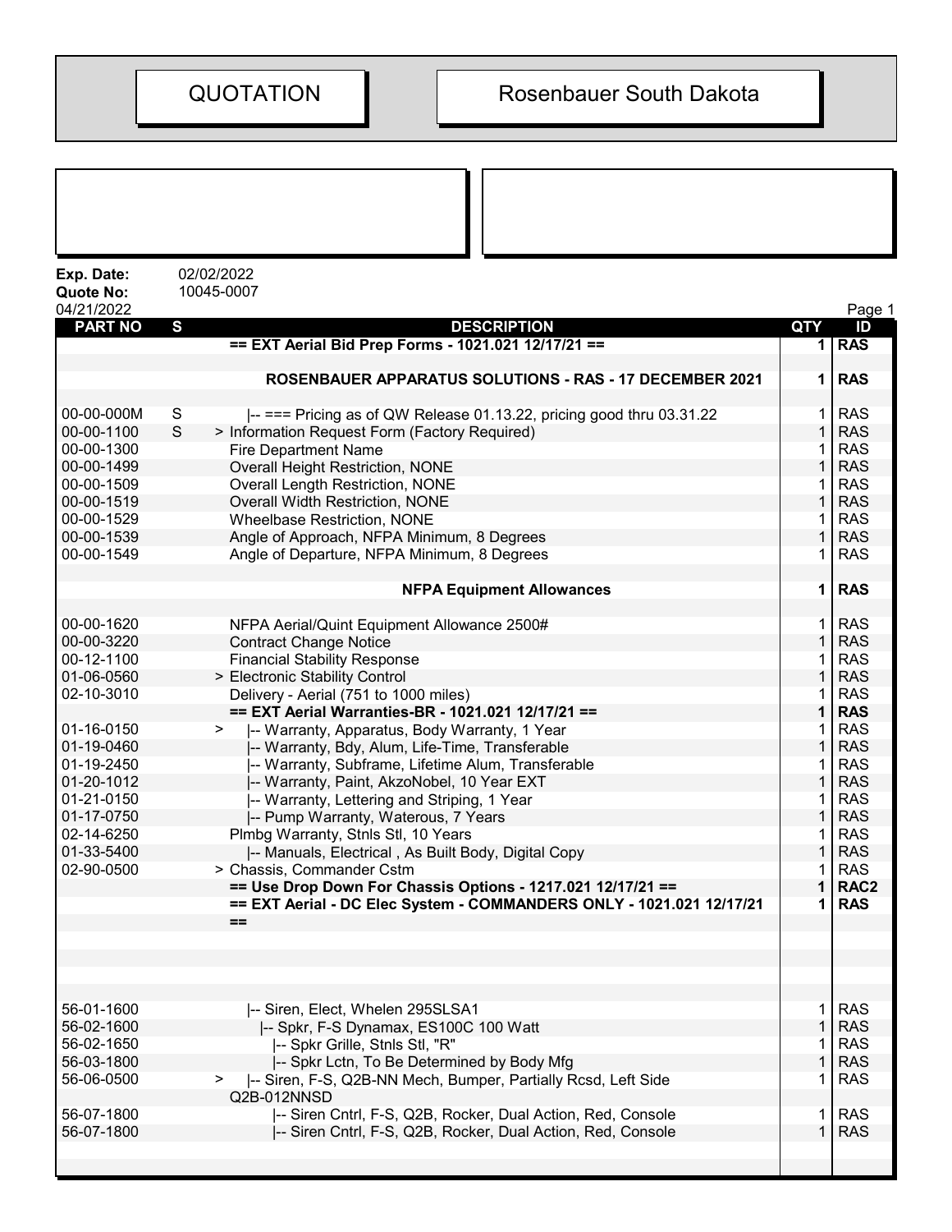# QUOTATION

# Rosenbauer South Dakota

**Exp. Date:** 02/02/2022
**Quote No:** 10045-0007
04/21/2022

| PART NO | S | DESCRIPTION | QTY | ID |
|---|---|---|---|---|
| | | **== EXT Aerial Bid Prep Forms - 1021.021 12/17/21 ==** | **1** | **RAS** |
| | | **ROSENBAUER APPARATUS SOLUTIONS - RAS - 17 DECEMBER 2021** | **1** | **RAS** |
| 00-00-000M | S | \|-- === Pricing as of QW Release 01.13.22, pricing good thru 03.31.22 | 1 | RAS |
| 00-00-1100 | S | > Information Request Form (Factory Required) | 1 | RAS |
| 00-00-1300 | | Fire Department Name | 1 | RAS |
| 00-00-1499 | | Overall Height Restriction, NONE | 1 | RAS |
| 00-00-1509 | | Overall Length Restriction, NONE | 1 | RAS |
| 00-00-1519 | | Overall Width Restriction, NONE | 1 | RAS |
| 00-00-1529 | | Wheelbase Restriction, NONE | 1 | RAS |
| 00-00-1539 | | Angle of Approach, NFPA Minimum, 8 Degrees | 1 | RAS |
| 00-00-1549 | | Angle of Departure, NFPA Minimum, 8 Degrees | 1 | RAS |
| | | **NFPA Equipment Allowances** | **1** | **RAS** |
| 00-00-1620 | | NFPA Aerial/Quint Equipment Allowance 2500# | 1 | RAS |
| 00-00-3220 | | Contract Change Notice | 1 | RAS |
| 00-12-1100 | | Financial Stability Response | 1 | RAS |
| 01-06-0560 | | > Electronic Stability Control | 1 | RAS |
| 02-10-3010 | | Delivery - Aerial (751 to 1000 miles) | 1 | RAS |
| | | **== EXT Aerial Warranties-BR - 1021.021 12/17/21 ==** | **1** | **RAS** |
| 01-16-0150 | | > \|-- Warranty, Apparatus, Body Warranty, 1 Year | 1 | RAS |
| 01-19-0460 | | \|-- Warranty, Bdy, Alum, Life-Time, Transferable | 1 | RAS |
| 01-19-2450 | | \|-- Warranty, Subframe, Lifetime Alum, Transferable | 1 | RAS |
| 01-20-1012 | | \|-- Warranty, Paint, AkzoNobel, 10 Year EXT | 1 | RAS |
| 01-21-0150 | | \|-- Warranty, Lettering and Striping, 1 Year | 1 | RAS |
| 01-17-0750 | | \|-- Pump Warranty, Waterous, 7 Years | 1 | RAS |
| 02-14-6250 | | Plmbg Warranty, Stnls Stl, 10 Years | 1 | RAS |
| 01-33-5400 | | \|-- Manuals, Electrical , As Built Body, Digital Copy | 1 | RAS |
| 02-90-0500 | | > Chassis, Commander Cstm | 1 | RAS |
| | | **== Use Drop Down For Chassis Options - 1217.021 12/17/21 ==** | **1** | **RAC2** |
| | | **== EXT Aerial - DC Elec System - COMMANDERS ONLY - 1021.021 12/17/21 ==** | **1** | **RAS** |
| 56-01-1600 | | \|-- Siren, Elect, Whelen 295SLSA1 | 1 | RAS |
| 56-02-1600 | | \|-- Spkr, F-S Dynamax, ES100C 100 Watt | 1 | RAS |
| 56-02-1650 | | \|-- Spkr Grille, Stnls Stl, "R" | 1 | RAS |
| 56-03-1800 | | \|-- Spkr Lctn, To Be Determined by Body Mfg | 1 | RAS |
| 56-06-0500 | | > \|-- Siren, F-S, Q2B-NN Mech, Bumper, Partially Rcsd, Left Side Q2B-012NNSD | 1 | RAS |
| 56-07-1800 | | \|-- Siren Cntrl, F-S, Q2B, Rocker, Dual Action, Red, Console | 1 | RAS |
| 56-07-1800 | | \|-- Siren Cntrl, F-S, Q2B, Rocker, Dual Action, Red, Console | 1 | RAS |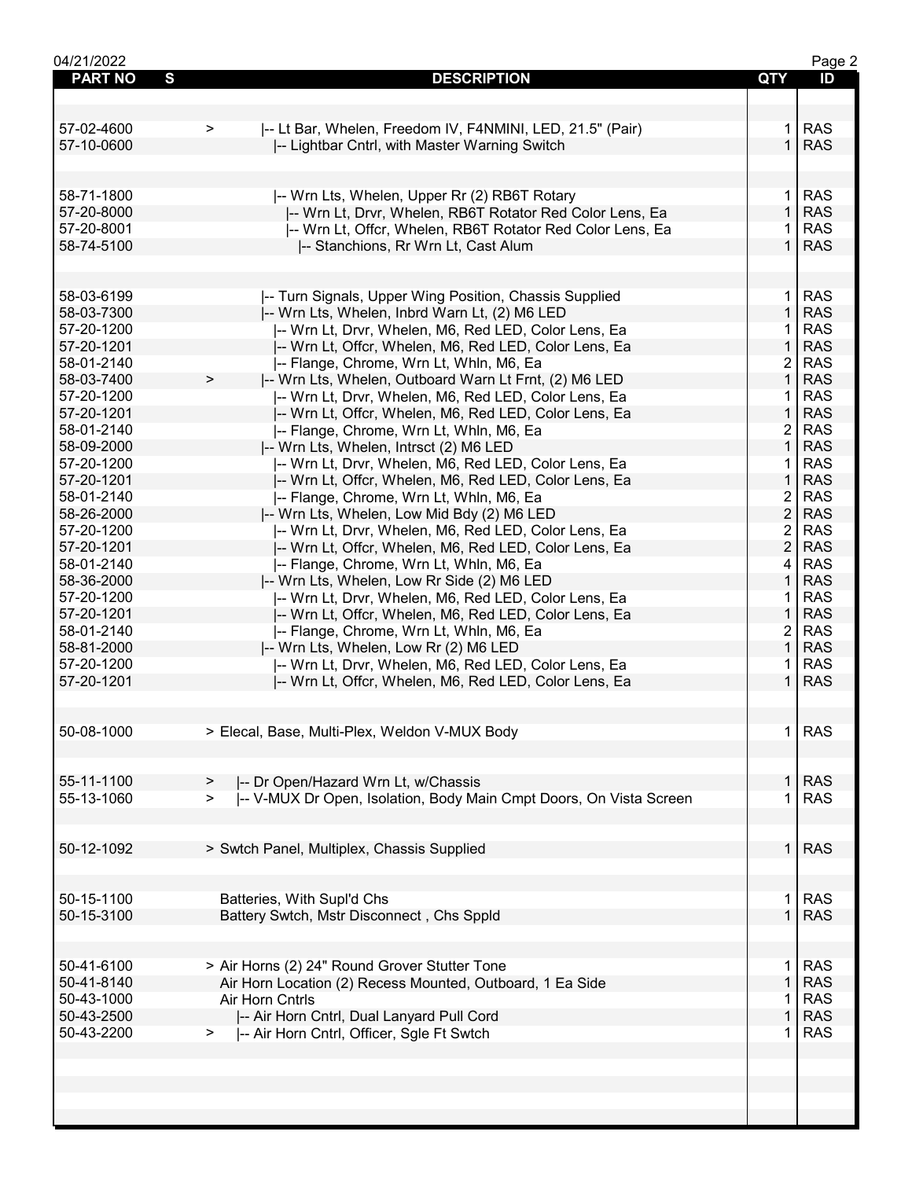| PART NO | S | DESCRIPTION | QTY | ID |
|---|---|---|---|---|
| 57-02-4600 | > | \|-- Lt Bar, Whelen, Freedom IV, F4NMINI, LED, 21.5" (Pair) | 1 | RAS |
| 57-10-0600 | | \|-- Lightbar Cntrl, with Master Warning Switch | 1 | RAS |
| 58-71-1800 | | \|-- Wrn Lts, Whelen, Upper Rr (2) RB6T Rotary | 1 | RAS |
| 57-20-8000 | | \|-- Wrn Lt, Drvr, Whelen, RB6T Rotator Red Color Lens, Ea | 1 | RAS |
| 57-20-8001 | | \|-- Wrn Lt, Offcr, Whelen, RB6T Rotator Red Color Lens, Ea | 1 | RAS |
| 58-74-5100 | | \|-- Stanchions, Rr Wrn Lt, Cast Alum | 1 | RAS |
| 58-03-6199 | | \|-- Turn Signals, Upper Wing Position, Chassis Supplied | 1 | RAS |
| 58-03-7300 | | \|-- Wrn Lts, Whelen, Inbrd Warn Lt, (2) M6 LED | 1 | RAS |
| 57-20-1200 | | \|-- Wrn Lt, Drvr, Whelen, M6, Red LED, Color Lens, Ea | 1 | RAS |
| 57-20-1201 | | \|-- Wrn Lt, Offcr, Whelen, M6, Red LED, Color Lens, Ea | 1 | RAS |
| 58-01-2140 | | \|-- Flange, Chrome, Wrn Lt, Whln, M6, Ea | 2 | RAS |
| 58-03-7400 | > | \|-- Wrn Lts, Whelen, Outboard Warn Lt Frnt, (2) M6 LED | 1 | RAS |
| 57-20-1200 | | \|-- Wrn Lt, Drvr, Whelen, M6, Red LED, Color Lens, Ea | 1 | RAS |
| 57-20-1201 | | \|-- Wrn Lt, Offcr, Whelen, M6, Red LED, Color Lens, Ea | 1 | RAS |
| 58-01-2140 | | \|-- Flange, Chrome, Wrn Lt, Whln, M6, Ea | 2 | RAS |
| 58-09-2000 | | \|-- Wrn Lts, Whelen, Intrsct (2) M6 LED | 1 | RAS |
| 57-20-1200 | | \|-- Wrn Lt, Drvr, Whelen, M6, Red LED, Color Lens, Ea | 1 | RAS |
| 57-20-1201 | | \|-- Wrn Lt, Offcr, Whelen, M6, Red LED, Color Lens, Ea | 1 | RAS |
| 58-01-2140 | | \|-- Flange, Chrome, Wrn Lt, Whln, M6, Ea | 2 | RAS |
| 58-26-2000 | | \|-- Wrn Lts, Whelen, Low Mid Bdy (2) M6 LED | 2 | RAS |
| 57-20-1200 | | \|-- Wrn Lt, Drvr, Whelen, M6, Red LED, Color Lens, Ea | 2 | RAS |
| 57-20-1201 | | \|-- Wrn Lt, Offcr, Whelen, M6, Red LED, Color Lens, Ea | 2 | RAS |
| 58-01-2140 | | \|-- Flange, Chrome, Wrn Lt, Whln, M6, Ea | 4 | RAS |
| 58-36-2000 | | \|-- Wrn Lts, Whelen, Low Rr Side (2) M6 LED | 1 | RAS |
| 57-20-1200 | | \|-- Wrn Lt, Drvr, Whelen, M6, Red LED, Color Lens, Ea | 1 | RAS |
| 57-20-1201 | | \|-- Wrn Lt, Offcr, Whelen, M6, Red LED, Color Lens, Ea | 1 | RAS |
| 58-01-2140 | | \|-- Flange, Chrome, Wrn Lt, Whln, M6, Ea | 2 | RAS |
| 58-81-2000 | | \|-- Wrn Lts, Whelen, Low Rr (2) M6 LED | 1 | RAS |
| 57-20-1200 | | \|-- Wrn Lt, Drvr, Whelen, M6, Red LED, Color Lens, Ea | 1 | RAS |
| 57-20-1201 | | \|-- Wrn Lt, Offcr, Whelen, M6, Red LED, Color Lens, Ea | 1 | RAS |
| 50-08-1000 | | > Elecal, Base, Multi-Plex, Weldon V-MUX Body | 1 | RAS |
| 55-11-1100 | > | \|-- Dr Open/Hazard Wrn Lt, w/Chassis | 1 | RAS |
| 55-13-1060 | > | \|-- V-MUX Dr Open, Isolation, Body Main Cmpt Doors, On Vista Screen | 1 | RAS |
| 50-12-1092 | | > Swtch Panel, Multiplex, Chassis Supplied | 1 | RAS |
| 50-15-1100 | | Batteries, With Supl'd Chs | 1 | RAS |
| 50-15-3100 | | Battery Swtch, Mstr Disconnect , Chs Sppld | 1 | RAS |
| 50-41-6100 | | > Air Horns (2) 24" Round Grover Stutter Tone | 1 | RAS |
| 50-41-8140 | | Air Horn Location (2) Recess Mounted, Outboard, 1 Ea Side | 1 | RAS |
| 50-43-1000 | | Air Horn Cntrls | 1 | RAS |
| 50-43-2500 | | \|-- Air Horn Cntrl, Dual Lanyard Pull Cord | 1 | RAS |
| 50-43-2200 | > | \|-- Air Horn Cntrl, Officer, Sgle Ft Swtch | 1 | RAS |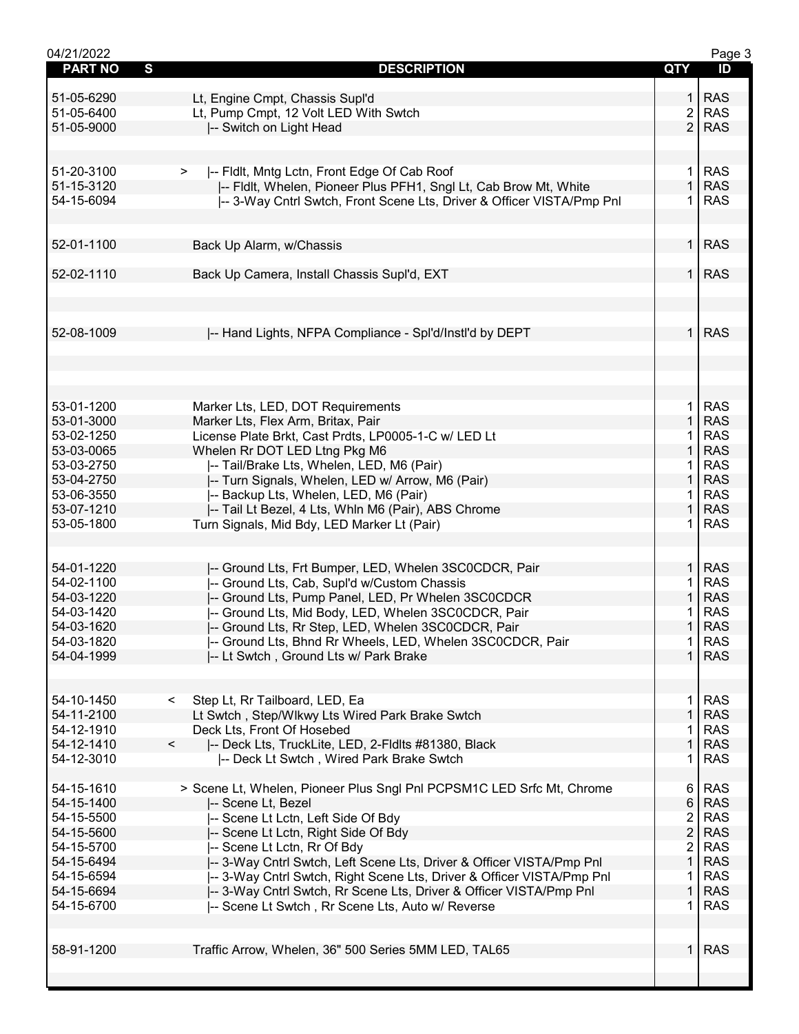| PART NO | S | DESCRIPTION | QTY | ID |
|---|---|---|---|---|
| 51-05-6290 | | Lt, Engine Cmpt, Chassis Supl'd | 1 | RAS |
| 51-05-6400 | | Lt, Pump Cmpt, 12 Volt LED With Swtch | 2 | RAS |
| 51-05-9000 | | \|-- Switch on Light Head | 2 | RAS |
| 51-20-3100 | > | \|-- Fldlt, Mntg Lctn, Front Edge Of Cab Roof | 1 | RAS |
| 51-15-3120 | | \|-- Fldlt, Whelen, Pioneer Plus PFH1, Sngl Lt, Cab Brow Mt, White | 1 | RAS |
| 54-15-6094 | | \|-- 3-Way Cntrl Swtch, Front Scene Lts, Driver & Officer VISTA/Pmp Pnl | 1 | RAS |
| 52-01-1100 | | Back Up Alarm, w/Chassis | 1 | RAS |
| 52-02-1110 | | Back Up Camera, Install Chassis Supl'd, EXT | 1 | RAS |
| 52-08-1009 | | \|-- Hand Lights, NFPA Compliance - Spl'd/Instl'd by DEPT | 1 | RAS |
| 53-01-1200 | | Marker Lts, LED, DOT Requirements | 1 | RAS |
| 53-01-3000 | | Marker Lts, Flex Arm, Britax, Pair | 1 | RAS |
| 53-02-1250 | | License Plate Brkt, Cast Prdts, LP0005-1-C w/ LED Lt | 1 | RAS |
| 53-03-0065 | | Whelen Rr DOT LED Ltng Pkg M6 | 1 | RAS |
| 53-03-2750 | | \|-- Tail/Brake Lts, Whelen, LED, M6 (Pair) | 1 | RAS |
| 53-04-2750 | | \|-- Turn Signals, Whelen, LED w/ Arrow, M6 (Pair) | 1 | RAS |
| 53-06-3550 | | \|-- Backup Lts, Whelen, LED, M6 (Pair) | 1 | RAS |
| 53-07-1210 | | \|-- Tail Lt Bezel, 4 Lts, Whln M6 (Pair), ABS Chrome | 1 | RAS |
| 53-05-1800 | | Turn Signals, Mid Bdy, LED Marker Lt (Pair) | 1 | RAS |
| 54-01-1220 | | \|-- Ground Lts, Frt Bumper, LED, Whelen 3SC0CDCR, Pair | 1 | RAS |
| 54-02-1100 | | \|-- Ground Lts, Cab, Supl'd w/Custom Chassis | 1 | RAS |
| 54-03-1220 | | \|-- Ground Lts, Pump Panel, LED, Pr Whelen 3SC0CDCR | 1 | RAS |
| 54-03-1420 | | \|-- Ground Lts, Mid Body, LED, Whelen 3SC0CDCR, Pair | 1 | RAS |
| 54-03-1620 | | \|-- Ground Lts, Rr Step, LED, Whelen 3SC0CDCR, Pair | 1 | RAS |
| 54-03-1820 | | \|-- Ground Lts, Bhnd Rr Wheels, LED, Whelen 3SC0CDCR, Pair | 1 | RAS |
| 54-04-1999 | | \|-- Lt Swtch , Ground Lts w/ Park Brake | 1 | RAS |
| 54-10-1450 | < | Step Lt, Rr Tailboard, LED, Ea | 1 | RAS |
| 54-11-2100 | | Lt Swtch , Step/Wlkwy Lts Wired Park Brake Swtch | 1 | RAS |
| 54-12-1910 | | Deck Lts, Front Of Hosebed | 1 | RAS |
| 54-12-1410 | < | \|-- Deck Lts, TruckLite, LED, 2-Fldlts #81380, Black | 1 | RAS |
| 54-12-3010 | | \|-- Deck Lt Swtch , Wired Park Brake Swtch | 1 | RAS |
| 54-15-1610 | > | Scene Lt, Whelen, Pioneer Plus Sngl Pnl PCPSM1C LED Srfc Mt, Chrome | 6 | RAS |
| 54-15-1400 | | \|-- Scene Lt, Bezel | 6 | RAS |
| 54-15-5500 | | \|-- Scene Lt Lctn, Left Side Of Bdy | 2 | RAS |
| 54-15-5600 | | \|-- Scene Lt Lctn, Right Side Of Bdy | 2 | RAS |
| 54-15-5700 | | \|-- Scene Lt Lctn, Rr Of Bdy | 2 | RAS |
| 54-15-6494 | | \|-- 3-Way Cntrl Swtch, Left Scene Lts, Driver & Officer VISTA/Pmp Pnl | 1 | RAS |
| 54-15-6594 | | \|-- 3-Way Cntrl Swtch, Right Scene Lts, Driver & Officer VISTA/Pmp Pnl | 1 | RAS |
| 54-15-6694 | | \|-- 3-Way Cntrl Swtch, Rr Scene Lts, Driver & Officer VISTA/Pmp Pnl | 1 | RAS |
| 54-15-6700 | | \|-- Scene Lt Swtch , Rr Scene Lts, Auto w/ Reverse | 1 | RAS |
| 58-91-1200 | | Traffic Arrow, Whelen, 36" 500 Series 5MM LED, TAL65 | 1 | RAS |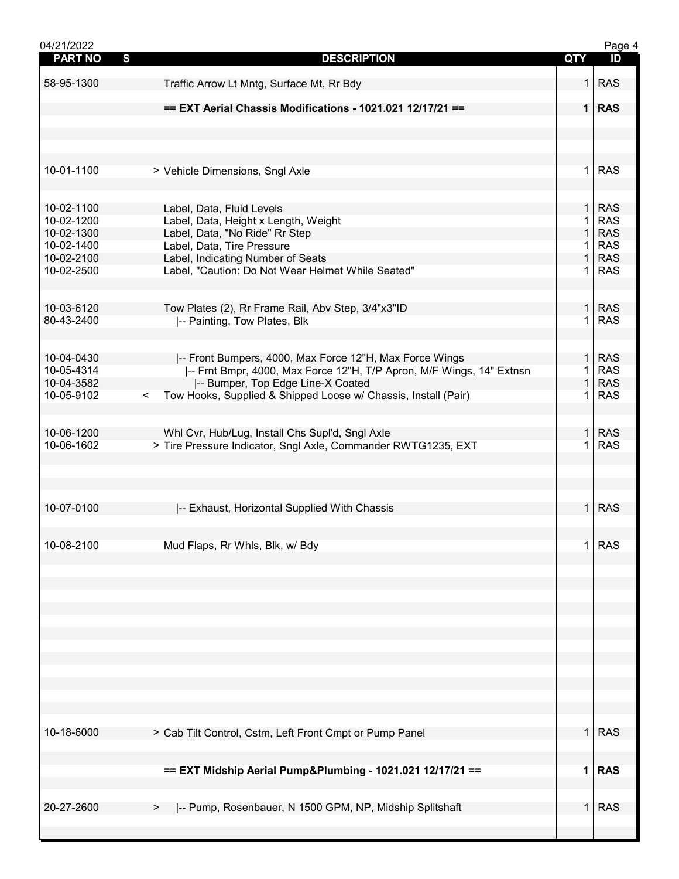| PART NO | S | DESCRIPTION | QTY | ID |
|---|---|---|---|---|
| 58-95-1300 | | Traffic Arrow Lt Mntg, Surface Mt, Rr Bdy | 1 | RAS |
| | | **== EXT Aerial Chassis Modifications - 1021.021 12/17/21 ==** | **1** | **RAS** |
| 10-01-1100 | | > Vehicle Dimensions, Sngl Axle | 1 | RAS |
| 10-02-1100 | | Label, Data, Fluid Levels | 1 | RAS |
| 10-02-1200 | | Label, Data, Height x Length, Weight | 1 | RAS |
| 10-02-1300 | | Label, Data, "No Ride" Rr Step | 1 | RAS |
| 10-02-1400 | | Label, Data, Tire Pressure | 1 | RAS |
| 10-02-2100 | | Label, Indicating Number of Seats | 1 | RAS |
| 10-02-2500 | | Label, "Caution: Do Not Wear Helmet While Seated" | 1 | RAS |
| 10-03-6120 | | Tow Plates (2), Rr Frame Rail, Abv Step, 3/4"x3"ID | 1 | RAS |
| 80-43-2400 | | \|-- Painting, Tow Plates, Blk | 1 | RAS |
| 10-04-0430 | | \|-- Front Bumpers, 4000, Max Force 12"H, Max Force Wings | 1 | RAS |
| 10-05-4314 | | \|-- Frnt Bmpr, 4000, Max Force 12"H, T/P Apron, M/F Wings, 14" Extnsn | 1 | RAS |
| 10-04-3582 | | \|-- Bumper, Top Edge Line-X Coated | 1 | RAS |
| 10-05-9102 | < | Tow Hooks, Supplied & Shipped Loose w/ Chassis, Install (Pair) | 1 | RAS |
| 10-06-1200 | | Whl Cvr, Hub/Lug, Install Chs Supl'd, Sngl Axle | 1 | RAS |
| 10-06-1602 | | > Tire Pressure Indicator, Sngl Axle, Commander RWTG1235, EXT | 1 | RAS |
| 10-07-0100 | | \|-- Exhaust, Horizontal Supplied With Chassis | 1 | RAS |
| 10-08-2100 | | Mud Flaps, Rr Whls, Blk, w/ Bdy | 1 | RAS |
| 10-18-6000 | | > Cab Tilt Control, Cstm, Left Front Cmpt or Pump Panel | 1 | RAS |
| | | **== EXT Midship Aerial Pump&Plumbing - 1021.021 12/17/21 ==** | **1** | **RAS** |
| 20-27-2600 | > | \|-- Pump, Rosenbauer, N 1500 GPM, NP, Midship Splitshaft | 1 | RAS |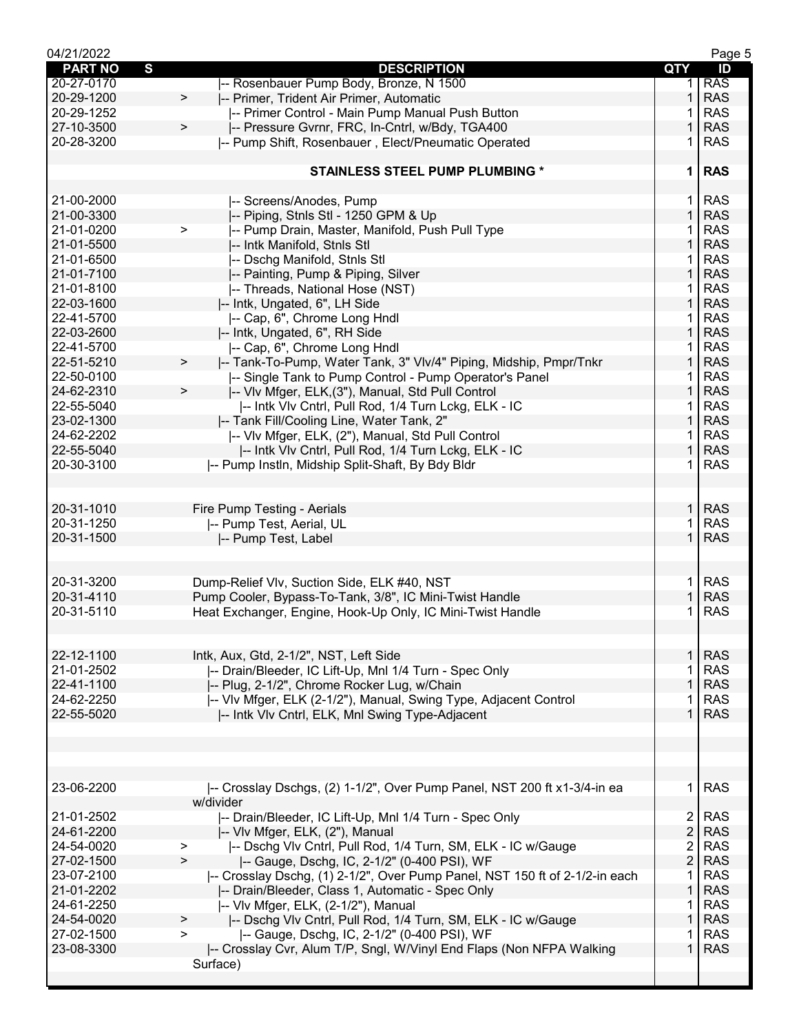| PART NO | S | DESCRIPTION | QTY | ID |
|---|---|---|---|---|
| 20-27-0170 | | \|-- Rosenbauer Pump Body, Bronze, N 1500 | 1 | RAS |
| 20-29-1200 | > | \|-- Primer, Trident Air Primer, Automatic | 1 | RAS |
| 20-29-1252 | | \|-- Primer Control - Main Pump Manual Push Button | 1 | RAS |
| 27-10-3500 | > | \|-- Pressure Gvrnr, FRC, In-Cntrl, w/Bdy, TGA400 | 1 | RAS |
| 20-28-3200 | | \|-- Pump Shift, Rosenbauer , Elect/Pneumatic Operated | 1 | RAS |
| | | | | |
| | | **STAINLESS STEEL PUMP PLUMBING *** | **1** | **RAS** |
| | | | | |
| 21-00-2000 | | \|-- Screens/Anodes, Pump | 1 | RAS |
| 21-00-3300 | | \|-- Piping, Stnls Stl - 1250 GPM & Up | 1 | RAS |
| 21-01-0200 | > | \|-- Pump Drain, Master, Manifold, Push Pull Type | 1 | RAS |
| 21-01-5500 | | \|-- Intk Manifold, Stnls Stl | 1 | RAS |
| 21-01-6500 | | \|-- Dschg Manifold, Stnls Stl | 1 | RAS |
| 21-01-7100 | | \|-- Painting, Pump & Piping, Silver | 1 | RAS |
| 21-01-8100 | | \|-- Threads, National Hose (NST) | 1 | RAS |
| 22-03-1600 | | \|-- Intk, Ungated, 6", LH Side | 1 | RAS |
| 22-41-5700 | | \|-- Cap, 6", Chrome Long Hndl | 1 | RAS |
| 22-03-2600 | | \|-- Intk, Ungated, 6", RH Side | 1 | RAS |
| 22-41-5700 | | \|-- Cap, 6", Chrome Long Hndl | 1 | RAS |
| 22-51-5210 | > | \|-- Tank-To-Pump, Water Tank, 3" Vlv/4" Piping, Midship, Pmpr/Tnkr | 1 | RAS |
| 22-50-0100 | | \|-- Single Tank to Pump Control - Pump Operator's Panel | 1 | RAS |
| 24-62-2310 | > | \|-- Vlv Mfger, ELK,(3"), Manual, Std Pull Control | 1 | RAS |
| 22-55-5040 | | \|-- Intk Vlv Cntrl, Pull Rod, 1/4 Turn Lckg, ELK - IC | 1 | RAS |
| 23-02-1300 | | \|-- Tank Fill/Cooling Line, Water Tank, 2" | 1 | RAS |
| 24-62-2202 | | \|-- Vlv Mfger, ELK, (2"), Manual, Std Pull Control | 1 | RAS |
| 22-55-5040 | | \|-- Intk Vlv Cntrl, Pull Rod, 1/4 Turn Lckg, ELK - IC | 1 | RAS |
| 20-30-3100 | | \|-- Pump Instln, Midship Split-Shaft, By Bdy Bldr | 1 | RAS |
| | | | | |
| 20-31-1010 | | Fire Pump Testing - Aerials | 1 | RAS |
| 20-31-1250 | | \|-- Pump Test, Aerial, UL | 1 | RAS |
| 20-31-1500 | | \|-- Pump Test, Label | 1 | RAS |
| | | | | |
| 20-31-3200 | | Dump-Relief Vlv, Suction Side, ELK #40, NST | 1 | RAS |
| 20-31-4110 | | Pump Cooler, Bypass-To-Tank, 3/8", IC Mini-Twist Handle | 1 | RAS |
| 20-31-5110 | | Heat Exchanger, Engine, Hook-Up Only, IC Mini-Twist Handle | 1 | RAS |
| | | | | |
| 22-12-1100 | | Intk, Aux, Gtd, 2-1/2", NST, Left Side | 1 | RAS |
| 21-01-2502 | | \|-- Drain/Bleeder, IC Lift-Up, Mnl 1/4 Turn - Spec Only | 1 | RAS |
| 22-41-1100 | | \|-- Plug, 2-1/2", Chrome Rocker Lug, w/Chain | 1 | RAS |
| 24-62-2250 | | \|-- Vlv Mfger, ELK (2-1/2"), Manual, Swing Type, Adjacent Control | 1 | RAS |
| 22-55-5020 | | \|-- Intk Vlv Cntrl, ELK, Mnl Swing Type-Adjacent | 1 | RAS |
| | | | | |
| 23-06-2200 | | \|-- Crosslay Dschgs, (2) 1-1/2", Over Pump Panel, NST 200 ft x1-3/4-in ea w/divider | 1 | RAS |
| 21-01-2502 | | \|-- Drain/Bleeder, IC Lift-Up, Mnl 1/4 Turn - Spec Only | 2 | RAS |
| 24-61-2200 | | \|-- Vlv Mfger, ELK, (2"), Manual | 2 | RAS |
| 24-54-0020 | > | \|-- Dschg Vlv Cntrl, Pull Rod, 1/4 Turn, SM, ELK - IC w/Gauge | 2 | RAS |
| 27-02-1500 | > | \|-- Gauge, Dschg, IC, 2-1/2" (0-400 PSI), WF | 2 | RAS |
| 23-07-2100 | | \|-- Crosslay Dschg, (1) 2-1/2", Over Pump Panel, NST 150 ft of 2-1/2-in each | 1 | RAS |
| 21-01-2202 | | \|-- Drain/Bleeder, Class 1, Automatic - Spec Only | 1 | RAS |
| 24-61-2250 | | \|-- Vlv Mfger, ELK, (2-1/2"), Manual | 1 | RAS |
| 24-54-0020 | > | \|-- Dschg Vlv Cntrl, Pull Rod, 1/4 Turn, SM, ELK - IC w/Gauge | 1 | RAS |
| 27-02-1500 | > | \|-- Gauge, Dschg, IC, 2-1/2" (0-400 PSI), WF | 1 | RAS |
| 23-08-3300 | | \|-- Crosslay Cvr, Alum T/P, Sngl, W/Vinyl End Flaps (Non NFPA Walking Surface) | 1 | RAS |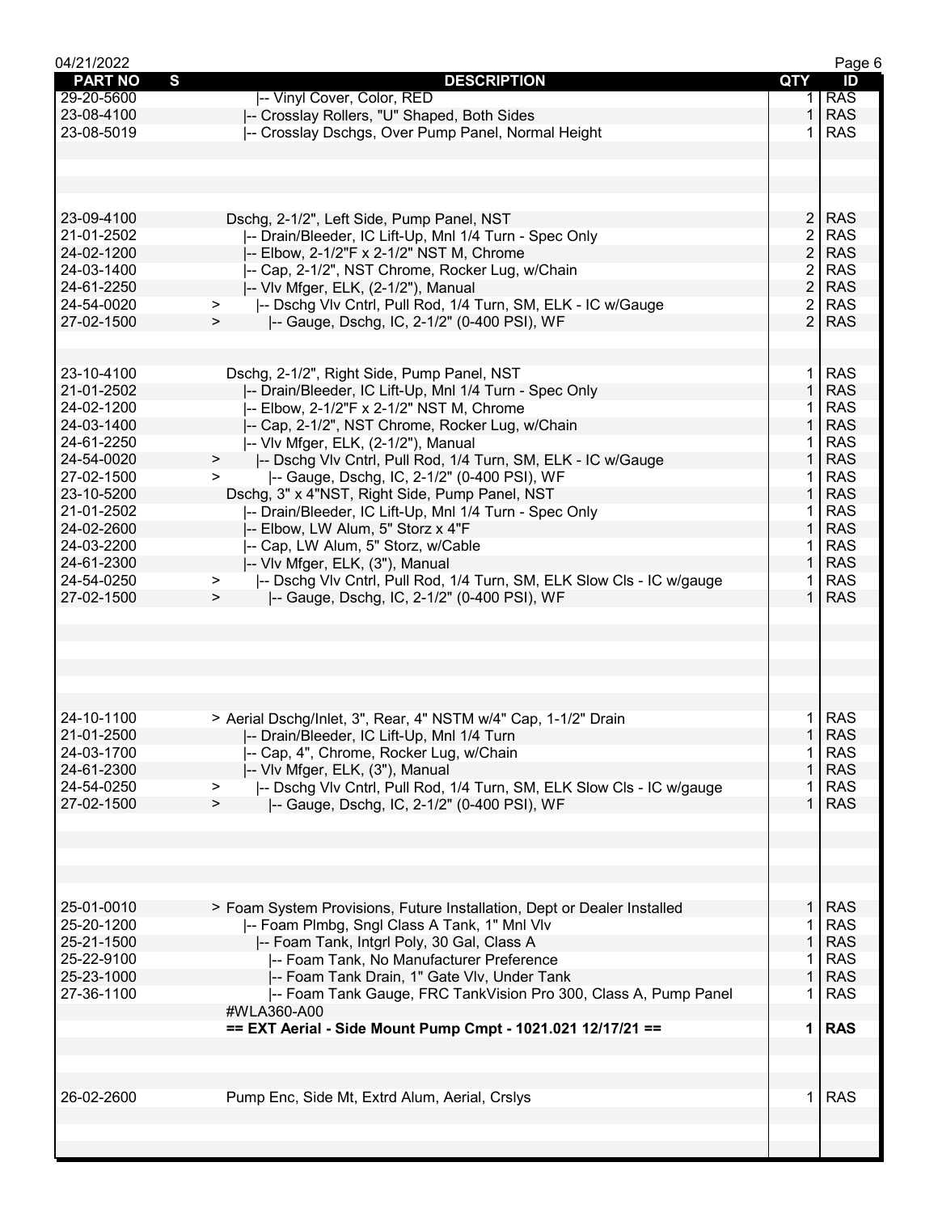| PART NO | S | DESCRIPTION | QTY | ID |
|---|---|---|---|---|
| 29-20-5600 | | \|-- Vinyl Cover, Color, RED | 1 | RAS |
| 23-08-4100 | | \|-- Crosslay Rollers, "U" Shaped, Both Sides | 1 | RAS |
| 23-08-5019 | | \|-- Crosslay Dschgs, Over Pump Panel, Normal Height | 1 | RAS |
| | | | | |
| 23-09-4100 | | Dschg, 2-1/2", Left Side, Pump Panel, NST | 2 | RAS |
| 21-01-2502 | | \|-- Drain/Bleeder, IC Lift-Up, Mnl 1/4 Turn - Spec Only | 2 | RAS |
| 24-02-1200 | | \|-- Elbow, 2-1/2"F x 2-1/2" NST M, Chrome | 2 | RAS |
| 24-03-1400 | | \|-- Cap, 2-1/2", NST Chrome, Rocker Lug, w/Chain | 2 | RAS |
| 24-61-2250 | | \|-- Vlv Mfger, ELK, (2-1/2"), Manual | 2 | RAS |
| 24-54-0020 | > | \|-- Dschg Vlv Cntrl, Pull Rod, 1/4 Turn, SM, ELK - IC w/Gauge | 2 | RAS |
| 27-02-1500 | > | \|-- Gauge, Dschg, IC, 2-1/2" (0-400 PSI), WF | 2 | RAS |
| | | | | |
| 23-10-4100 | | Dschg, 2-1/2", Right Side, Pump Panel, NST | 1 | RAS |
| 21-01-2502 | | \|-- Drain/Bleeder, IC Lift-Up, Mnl 1/4 Turn - Spec Only | 1 | RAS |
| 24-02-1200 | | \|-- Elbow, 2-1/2"F x 2-1/2" NST M, Chrome | 1 | RAS |
| 24-03-1400 | | \|-- Cap, 2-1/2", NST Chrome, Rocker Lug, w/Chain | 1 | RAS |
| 24-61-2250 | | \|-- Vlv Mfger, ELK, (2-1/2"), Manual | 1 | RAS |
| 24-54-0020 | > | \|-- Dschg Vlv Cntrl, Pull Rod, 1/4 Turn, SM, ELK - IC w/Gauge | 1 | RAS |
| 27-02-1500 | > | \|-- Gauge, Dschg, IC, 2-1/2" (0-400 PSI), WF | 1 | RAS |
| 23-10-5200 | | Dschg, 3" x 4"NST, Right Side, Pump Panel, NST | 1 | RAS |
| 21-01-2502 | | \|-- Drain/Bleeder, IC Lift-Up, Mnl 1/4 Turn - Spec Only | 1 | RAS |
| 24-02-2600 | | \|-- Elbow, LW Alum, 5" Storz x 4"F | 1 | RAS |
| 24-03-2200 | | \|-- Cap, LW Alum, 5" Storz, w/Cable | 1 | RAS |
| 24-61-2300 | | \|-- Vlv Mfger, ELK, (3"), Manual | 1 | RAS |
| 24-54-0250 | > | \|-- Dschg Vlv Cntrl, Pull Rod, 1/4 Turn, SM, ELK Slow Cls - IC w/gauge | 1 | RAS |
| 27-02-1500 | > | \|-- Gauge, Dschg, IC, 2-1/2" (0-400 PSI), WF | 1 | RAS |
| | | | | |
| 24-10-1100 | | > Aerial Dschg/Inlet, 3", Rear, 4" NSTM w/4" Cap, 1-1/2" Drain | 1 | RAS |
| 21-01-2500 | | \|-- Drain/Bleeder, IC Lift-Up, Mnl 1/4 Turn | 1 | RAS |
| 24-03-1700 | | \|-- Cap, 4", Chrome, Rocker Lug, w/Chain | 1 | RAS |
| 24-61-2300 | | \|-- Vlv Mfger, ELK, (3"), Manual | 1 | RAS |
| 24-54-0250 | > | \|-- Dschg Vlv Cntrl, Pull Rod, 1/4 Turn, SM, ELK Slow Cls - IC w/gauge | 1 | RAS |
| 27-02-1500 | > | \|-- Gauge, Dschg, IC, 2-1/2" (0-400 PSI), WF | 1 | RAS |
| | | | | |
| 25-01-0010 | | > Foam System Provisions, Future Installation, Dept or Dealer Installed | 1 | RAS |
| 25-20-1200 | | \|-- Foam Plmbg, Sngl Class A Tank, 1" Mnl Vlv | 1 | RAS |
| 25-21-1500 | | \|-- Foam Tank, Intgrl Poly, 30 Gal, Class A | 1 | RAS |
| 25-22-9100 | | \|-- Foam Tank, No Manufacturer Preference | 1 | RAS |
| 25-23-1000 | | \|-- Foam Tank Drain, 1" Gate Vlv, Under Tank | 1 | RAS |
| 27-36-1100 | | \|-- Foam Tank Gauge, FRC TankVision Pro 300, Class A, Pump Panel | 1 | RAS |
| | | #WLA360-A00 | | |
| | | **== EXT Aerial - Side Mount Pump Cmpt - 1021.021 12/17/21 ==** | **1** | **RAS** |
| | | | | |
| 26-02-2600 | | Pump Enc, Side Mt, Extrd Alum, Aerial, Crslys | 1 | RAS |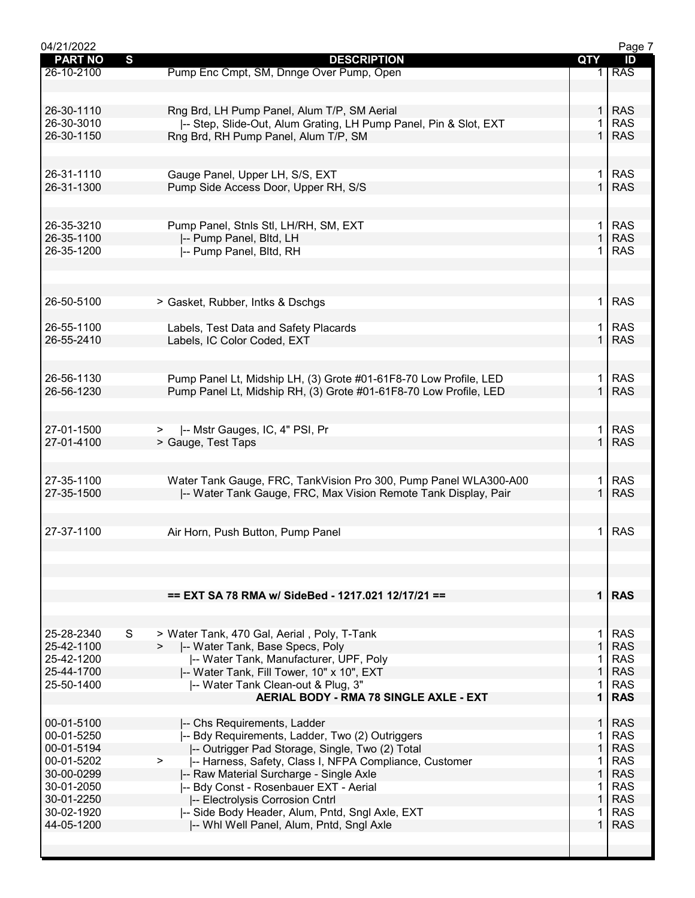| PART NO | S | DESCRIPTION | QTY | ID |
|---|---|---|---|---|
| 26-10-2100 | | Pump Enc Cmpt, SM, Dnnge Over Pump, Open | 1 | RAS |
| | | | | |
| 26-30-1110 | | Rng Brd, LH Pump Panel, Alum T/P, SM Aerial | 1 | RAS |
| 26-30-3010 | | \|-- Step, Slide-Out, Alum Grating, LH Pump Panel, Pin & Slot, EXT | 1 | RAS |
| 26-30-1150 | | Rng Brd, RH Pump Panel, Alum T/P, SM | 1 | RAS |
| | | | | |
| 26-31-1110 | | Gauge Panel, Upper LH, S/S, EXT | 1 | RAS |
| 26-31-1300 | | Pump Side Access Door, Upper RH, S/S | 1 | RAS |
| | | | | |
| 26-35-3210 | | Pump Panel, Stnls Stl, LH/RH, SM, EXT | 1 | RAS |
| 26-35-1100 | | \|-- Pump Panel, Bltd, LH | 1 | RAS |
| 26-35-1200 | | \|-- Pump Panel, Bltd, RH | 1 | RAS |
| | | | | |
| 26-50-5100 | | > Gasket, Rubber, Intks & Dschgs | 1 | RAS |
| | | | | |
| 26-55-1100 | | Labels, Test Data and Safety Placards | 1 | RAS |
| 26-55-2410 | | Labels, IC Color Coded, EXT | 1 | RAS |
| | | | | |
| 26-56-1130 | | Pump Panel Lt, Midship LH, (3) Grote #01-61F8-70 Low Profile, LED | 1 | RAS |
| 26-56-1230 | | Pump Panel Lt, Midship RH, (3) Grote #01-61F8-70 Low Profile, LED | 1 | RAS |
| | | | | |
| 27-01-1500 | | > \|-- Mstr Gauges, IC, 4" PSI, Pr | 1 | RAS |
| 27-01-4100 | | > Gauge, Test Taps | 1 | RAS |
| | | | | |
| 27-35-1100 | | Water Tank Gauge, FRC, TankVision Pro 300, Pump Panel WLA300-A00 | 1 | RAS |
| 27-35-1500 | | \|-- Water Tank Gauge, FRC, Max Vision Remote Tank Display, Pair | 1 | RAS |
| | | | | |
| 27-37-1100 | | Air Horn, Push Button, Pump Panel | 1 | RAS |
| | | | | |
| | | **== EXT SA 78 RMA w/ SideBed - 1217.021 12/17/21 ==** | **1** | **RAS** |
| | | | | |
| 25-28-2340 | S | > Water Tank, 470 Gal, Aerial , Poly, T-Tank | 1 | RAS |
| 25-42-1100 | | > \|-- Water Tank, Base Specs, Poly | 1 | RAS |
| 25-42-1200 | | \|-- Water Tank, Manufacturer, UPF, Poly | 1 | RAS |
| 25-44-1700 | | \|-- Water Tank, Fill Tower, 10" x 10", EXT | 1 | RAS |
| 25-50-1400 | | \|-- Water Tank Clean-out & Plug, 3" | 1 | RAS |
| | | **AERIAL BODY - RMA 78 SINGLE AXLE - EXT** | **1** | **RAS** |
| | | | | |
| 00-01-5100 | | \|-- Chs Requirements, Ladder | 1 | RAS |
| 00-01-5250 | | \|-- Bdy Requirements, Ladder, Two (2) Outriggers | 1 | RAS |
| 00-01-5194 | | \|-- Outrigger Pad Storage, Single, Two (2) Total | 1 | RAS |
| 00-01-5202 | | > \|-- Harness, Safety, Class I, NFPA Compliance, Customer | 1 | RAS |
| 30-00-0299 | | \|-- Raw Material Surcharge - Single Axle | 1 | RAS |
| 30-01-2050 | | \|-- Bdy Const - Rosenbauer EXT - Aerial | 1 | RAS |
| 30-01-2250 | | \|-- Electrolysis Corrosion Cntrl | 1 | RAS |
| 30-02-1920 | | \|-- Side Body Header, Alum, Pntd, Sngl Axle, EXT | 1 | RAS |
| 44-05-1200 | | \|-- Whl Well Panel, Alum, Pntd, Sngl Axle | 1 | RAS |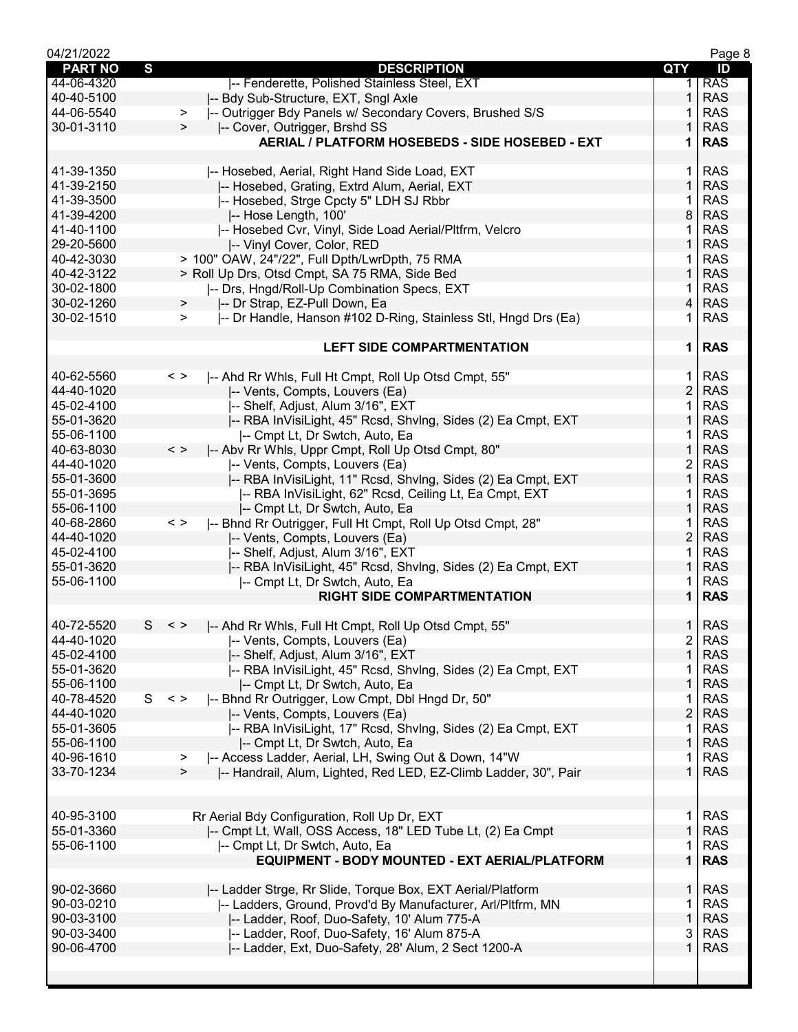| PART NO | S | DESCRIPTION | QTY | ID |
|---|---|---|---|---|
| 44-06-4320 | | \|-- Fenderette, Polished Stainless Steel, EXT | 1 | RAS |
| 40-40-5100 | | \|-- Bdy Sub-Structure, EXT, Sngl Axle | 1 | RAS |
| 44-06-5540 | | > \|-- Outrigger Bdy Panels w/ Secondary Covers, Brushed S/S | 1 | RAS |
| 30-01-3110 | | > \|-- Cover, Outrigger, Brshd SS | 1 | RAS |
| | | **AERIAL / PLATFORM HOSEBEDS - SIDE HOSEBED - EXT** | **1** | **RAS** |
| 41-39-1350 | | \|-- Hosebed, Aerial, Right Hand Side Load, EXT | 1 | RAS |
| 41-39-2150 | | \|-- Hosebed, Grating, Extrd Alum, Aerial, EXT | 1 | RAS |
| 41-39-3500 | | \|-- Hosebed, Strge Cpcty 5" LDH SJ Rbbr | 1 | RAS |
| 41-39-4200 | | \|-- Hose Length, 100' | 8 | RAS |
| 41-40-1100 | | \|-- Hosebed Cvr, Vinyl, Side Load Aerial/Pltfrm, Velcro | 1 | RAS |
| 29-20-5600 | | \|-- Vinyl Cover, Color, RED | 1 | RAS |
| 40-42-3030 | | > 100" OAW, 24"/22", Full Dpth/LwrDpth, 75 RMA | 1 | RAS |
| 40-42-3122 | | > Roll Up Drs, Otsd Cmpt, SA 75 RMA, Side Bed | 1 | RAS |
| 30-02-1800 | | \|-- Drs, Hngd/Roll-Up Combination Specs, EXT | 1 | RAS |
| 30-02-1260 | | > \|-- Dr Strap, EZ-Pull Down, Ea | 4 | RAS |
| 30-02-1510 | | > \|-- Dr Handle, Hanson #102 D-Ring, Stainless Stl, Hngd Drs (Ea) | 1 | RAS |
| | | **LEFT SIDE COMPARTMENTATION** | **1** | **RAS** |
| 40-62-5560 | | < > \|-- Ahd Rr Whls, Full Ht Cmpt, Roll Up Otsd Cmpt, 55" | 1 | RAS |
| 44-40-1020 | | \|-- Vents, Compts, Louvers (Ea) | 2 | RAS |
| 45-02-4100 | | \|-- Shelf, Adjust, Alum 3/16", EXT | 1 | RAS |
| 55-01-3620 | | \|-- RBA InVisiLight, 45" Rcsd, Shvlng, Sides (2) Ea Cmpt, EXT | 1 | RAS |
| 55-06-1100 | | \|-- Cmpt Lt, Dr Swtch, Auto, Ea | 1 | RAS |
| 40-63-8030 | | < > \|-- Abv Rr Whls, Uppr Cmpt, Roll Up Otsd Cmpt, 80" | 1 | RAS |
| 44-40-1020 | | \|-- Vents, Compts, Louvers (Ea) | 2 | RAS |
| 55-01-3600 | | \|-- RBA InVisiLight, 11" Rcsd, Shvlng, Sides (2) Ea Cmpt, EXT | 1 | RAS |
| 55-01-3695 | | \|-- RBA InVisiLight, 62" Rcsd, Ceiling Lt, Ea Cmpt, EXT | 1 | RAS |
| 55-06-1100 | | \|-- Cmpt Lt, Dr Swtch, Auto, Ea | 1 | RAS |
| 40-68-2860 | | < > \|-- Bhnd Rr Outrigger, Full Ht Cmpt, Roll Up Otsd Cmpt, 28" | 1 | RAS |
| 44-40-1020 | | \|-- Vents, Compts, Louvers (Ea) | 2 | RAS |
| 45-02-4100 | | \|-- Shelf, Adjust, Alum 3/16", EXT | 1 | RAS |
| 55-01-3620 | | \|-- RBA InVisiLight, 45" Rcsd, Shvlng, Sides (2) Ea Cmpt, EXT | 1 | RAS |
| 55-06-1100 | | \|-- Cmpt Lt, Dr Swtch, Auto, Ea | 1 | RAS |
| | | **RIGHT SIDE COMPARTMENTATION** | **1** | **RAS** |
| 40-72-5520 | S | < > \|-- Ahd Rr Whls, Full Ht Cmpt, Roll Up Otsd Cmpt, 55" | 1 | RAS |
| 44-40-1020 | | \|-- Vents, Compts, Louvers (Ea) | 2 | RAS |
| 45-02-4100 | | \|-- Shelf, Adjust, Alum 3/16", EXT | 1 | RAS |
| 55-01-3620 | | \|-- RBA InVisiLight, 45" Rcsd, Shvlng, Sides (2) Ea Cmpt, EXT | 1 | RAS |
| 55-06-1100 | | \|-- Cmpt Lt, Dr Swtch, Auto, Ea | 1 | RAS |
| 40-78-4520 | S | < > \|-- Bhnd Rr Outrigger, Low Cmpt, Dbl Hngd Dr, 50" | 1 | RAS |
| 44-40-1020 | | \|-- Vents, Compts, Louvers (Ea) | 2 | RAS |
| 55-01-3605 | | \|-- RBA InVisiLight, 17" Rcsd, Shvlng, Sides (2) Ea Cmpt, EXT | 1 | RAS |
| 55-06-1100 | | \|-- Cmpt Lt, Dr Swtch, Auto, Ea | 1 | RAS |
| 40-96-1610 | | > \|-- Access Ladder, Aerial, LH, Swing Out & Down, 14"W | 1 | RAS |
| 33-70-1234 | | > \|-- Handrail, Alum, Lighted, Red LED, EZ-Climb Ladder, 30", Pair | 1 | RAS |
| 40-95-3100 | | Rr Aerial Bdy Configuration, Roll Up Dr, EXT | 1 | RAS |
| 55-01-3360 | | \|-- Cmpt Lt, Wall, OSS Access, 18" LED Tube Lt, (2) Ea Cmpt | 1 | RAS |
| 55-06-1100 | | \|-- Cmpt Lt, Dr Swtch, Auto, Ea | 1 | RAS |
| | | **EQUIPMENT - BODY MOUNTED - EXT AERIAL/PLATFORM** | **1** | **RAS** |
| 90-02-3660 | | \|-- Ladder Strge, Rr Slide, Torque Box, EXT Aerial/Platform | 1 | RAS |
| 90-03-0210 | | \|-- Ladders, Ground, Provd'd By Manufacturer, Arl/Pltfrm, MN | 1 | RAS |
| 90-03-3100 | | \|-- Ladder, Roof, Duo-Safety, 10' Alum 775-A | 1 | RAS |
| 90-03-3400 | | \|-- Ladder, Roof, Duo-Safety, 16' Alum 875-A | 3 | RAS |
| 90-06-4700 | | \|-- Ladder, Ext, Duo-Safety, 28' Alum, 2 Sect 1200-A | 1 | RAS |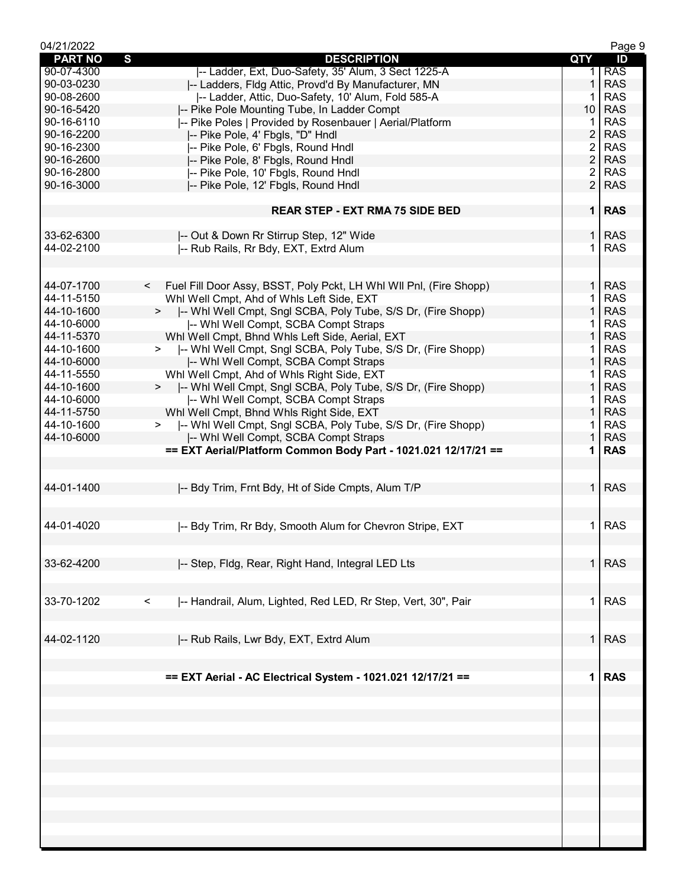| PART NO | S | DESCRIPTION | QTY | ID |
|---|---|---|---|---|
| 90-07-4300 | | \|-- Ladder, Ext, Duo-Safety, 35' Alum, 3 Sect 1225-A | 1 | RAS |
| 90-03-0230 | | \|-- Ladders, Fldg Attic, Provd'd By Manufacturer, MN | 1 | RAS |
| 90-08-2600 | | \|-- Ladder, Attic, Duo-Safety, 10' Alum, Fold 585-A | 1 | RAS |
| 90-16-5420 | | \|-- Pike Pole Mounting Tube, In Ladder Compt | 10 | RAS |
| 90-16-6110 | | \|-- Pike Poles \| Provided by Rosenbauer \| Aerial/Platform | 1 | RAS |
| 90-16-2200 | | \|-- Pike Pole, 4' Fbgls, "D" Hndl | 2 | RAS |
| 90-16-2300 | | \|-- Pike Pole, 6' Fbgls, Round Hndl | 2 | RAS |
| 90-16-2600 | | \|-- Pike Pole, 8' Fbgls, Round Hndl | 2 | RAS |
| 90-16-2800 | | \|-- Pike Pole, 10' Fbgls, Round Hndl | 2 | RAS |
| 90-16-3000 | | \|-- Pike Pole, 12' Fbgls, Round Hndl | 2 | RAS |
| | | | | |
| | | **REAR STEP - EXT RMA 75 SIDE BED** | **1** | **RAS** |
| | | | | |
| 33-62-6300 | | \|-- Out & Down Rr Stirrup Step, 12" Wide | 1 | RAS |
| 44-02-2100 | | \|-- Rub Rails, Rr Bdy, EXT, Extrd Alum | 1 | RAS |
| | | | | |
| 44-07-1700 | < | Fuel Fill Door Assy, BSST, Poly Pckt, LH Whl Wll Pnl, (Fire Shopp) | 1 | RAS |
| 44-11-5150 | | Whl Well Cmpt, Ahd of Whls Left Side, EXT | 1 | RAS |
| 44-10-1600 | > | \|-- Whl Well Cmpt, Sngl SCBA, Poly Tube, S/S Dr, (Fire Shopp) | 1 | RAS |
| 44-10-6000 | | \|-- Whl Well Compt, SCBA Compt Straps | 1 | RAS |
| 44-11-5370 | | Whl Well Cmpt, Bhnd Whls Left Side, Aerial, EXT | 1 | RAS |
| 44-10-1600 | > | \|-- Whl Well Cmpt, Sngl SCBA, Poly Tube, S/S Dr, (Fire Shopp) | 1 | RAS |
| 44-10-6000 | | \|-- Whl Well Compt, SCBA Compt Straps | 1 | RAS |
| 44-11-5550 | | Whl Well Cmpt, Ahd of Whls Right Side, EXT | 1 | RAS |
| 44-10-1600 | > | \|-- Whl Well Cmpt, Sngl SCBA, Poly Tube, S/S Dr, (Fire Shopp) | 1 | RAS |
| 44-10-6000 | | \|-- Whl Well Compt, SCBA Compt Straps | 1 | RAS |
| 44-11-5750 | | Whl Well Cmpt, Bhnd Whls Right Side, EXT | 1 | RAS |
| 44-10-1600 | > | \|-- Whl Well Cmpt, Sngl SCBA, Poly Tube, S/S Dr, (Fire Shopp) | 1 | RAS |
| 44-10-6000 | | \|-- Whl Well Compt, SCBA Compt Straps | 1 | RAS |
| | | **== EXT Aerial/Platform Common Body Part - 1021.021 12/17/21 ==** | **1** | **RAS** |
| | | | | |
| 44-01-1400 | | \|-- Bdy Trim, Frnt Bdy, Ht of Side Cmpts, Alum T/P | 1 | RAS |
| | | | | |
| 44-01-4020 | | \|-- Bdy Trim, Rr Bdy, Smooth Alum for Chevron Stripe, EXT | 1 | RAS |
| | | | | |
| 33-62-4200 | | \|-- Step, Fldg, Rear, Right Hand, Integral LED Lts | 1 | RAS |
| | | | | |
| 33-70-1202 | < | \|-- Handrail, Alum, Lighted, Red LED, Rr Step, Vert, 30", Pair | 1 | RAS |
| | | | | |
| 44-02-1120 | | \|-- Rub Rails, Lwr Bdy, EXT, Extrd Alum | 1 | RAS |
| | | | | |
| | | **== EXT Aerial - AC Electrical System - 1021.021 12/17/21 ==** | **1** | **RAS** |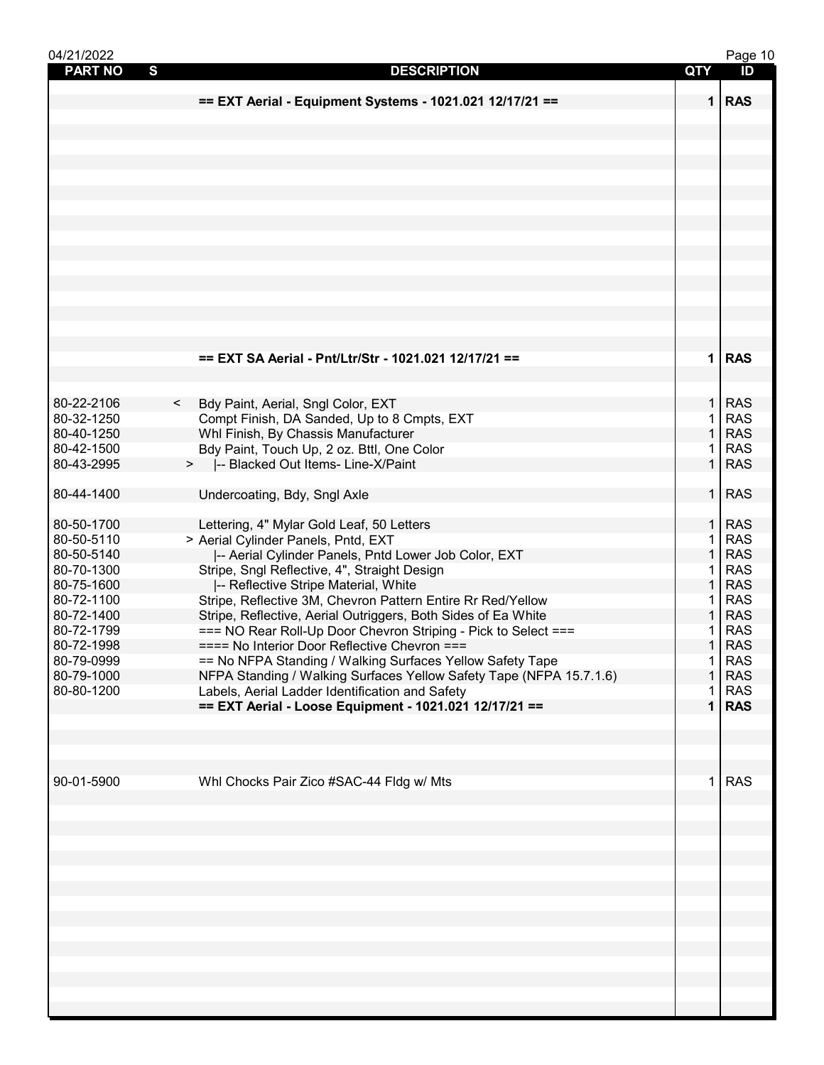| PART NO | S | DESCRIPTION | QTY | ID |
|---|---|---|---|---|
| | | **== EXT Aerial - Equipment Systems - 1021.021 12/17/21 ==** | **1** | **RAS** |
| | | **== EXT SA Aerial - Pnt/Ltr/Str - 1021.021 12/17/21 ==** | **1** | **RAS** |
| 80-22-2106 | < | Bdy Paint, Aerial, Sngl Color, EXT | 1 | RAS |
| 80-32-1250 | | Compt Finish, DA Sanded, Up to 8 Cmpts, EXT | 1 | RAS |
| 80-40-1250 | | Whl Finish, By Chassis Manufacturer | 1 | RAS |
| 80-42-1500 | | Bdy Paint, Touch Up, 2 oz. Bttl, One Color | 1 | RAS |
| 80-43-2995 | > | \|-- Blacked Out Items- Line-X/Paint | 1 | RAS |
| 80-44-1400 | | Undercoating, Bdy, Sngl Axle | 1 | RAS |
| 80-50-1700 | | Lettering, 4" Mylar Gold Leaf, 50 Letters | 1 | RAS |
| 80-50-5110 | | > Aerial Cylinder Panels, Pntd, EXT | 1 | RAS |
| 80-50-5140 | | \|-- Aerial Cylinder Panels, Pntd Lower Job Color, EXT | 1 | RAS |
| 80-70-1300 | | Stripe, Sngl Reflective, 4", Straight Design | 1 | RAS |
| 80-75-1600 | | \|-- Reflective Stripe Material, White | 1 | RAS |
| 80-72-1100 | | Stripe, Reflective 3M, Chevron Pattern Entire Rr Red/Yellow | 1 | RAS |
| 80-72-1400 | | Stripe, Reflective, Aerial Outriggers, Both Sides of Ea White | 1 | RAS |
| 80-72-1799 | | === NO Rear Roll-Up Door Chevron Striping - Pick to Select === | 1 | RAS |
| 80-72-1998 | | ==== No Interior Door Reflective Chevron === | 1 | RAS |
| 80-79-0999 | | == No NFPA Standing / Walking Surfaces Yellow Safety Tape | 1 | RAS |
| 80-79-1000 | | NFPA Standing / Walking Surfaces Yellow Safety Tape (NFPA 15.7.1.6) | 1 | RAS |
| 80-80-1200 | | Labels, Aerial Ladder Identification and Safety | 1 | RAS |
| | | **== EXT Aerial - Loose Equipment - 1021.021 12/17/21 ==** | **1** | **RAS** |
| 90-01-5900 | | Whl Chocks Pair Zico #SAC-44 Fldg w/ Mts | 1 | RAS |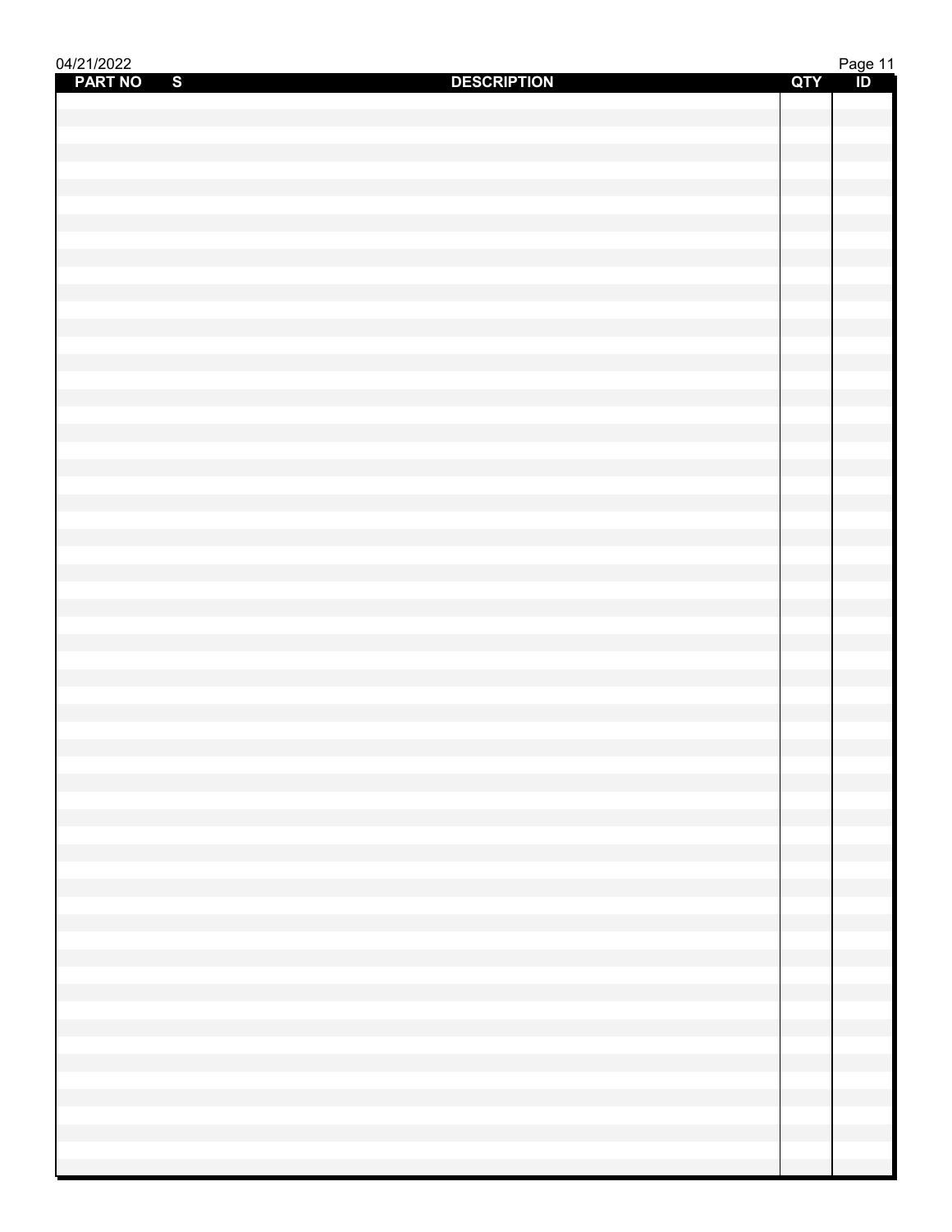| PART NO | S | DESCRIPTION | QTY | ID |
| --- | --- | --- | --- | --- |